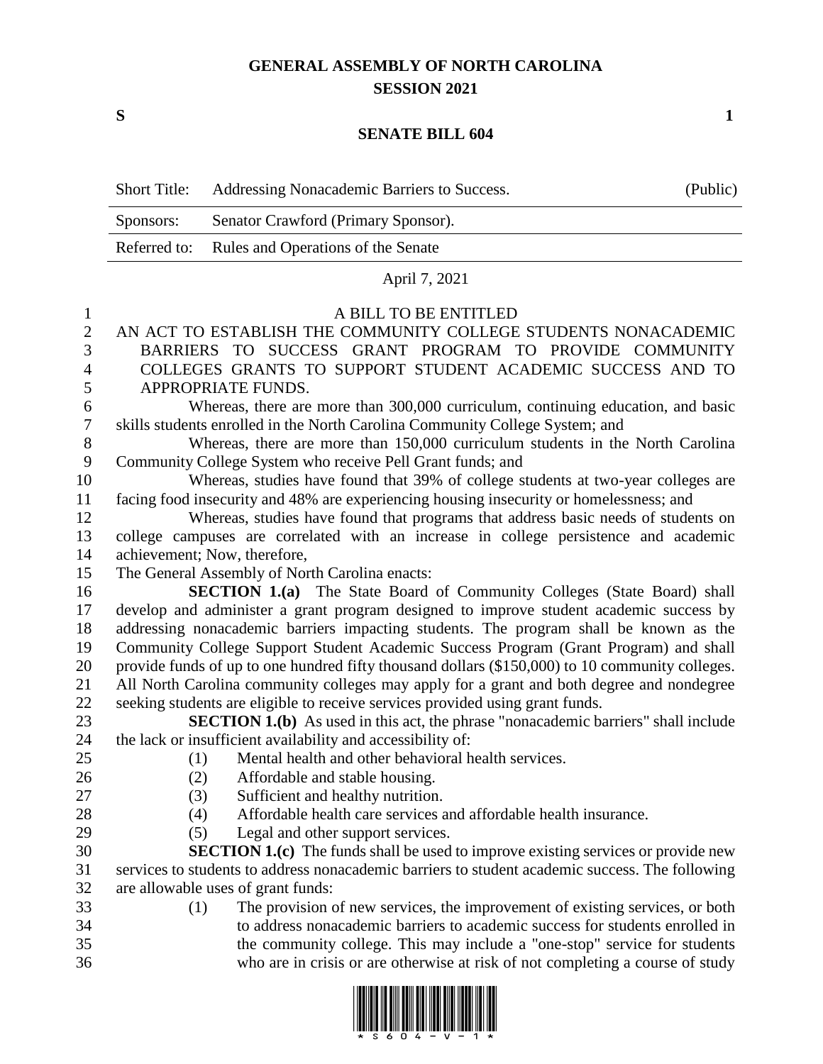# GENERAL ASSEMBLY OF NORTH CAROLINA
## SESSION 2021

**S** **1**

## SENATE BILL 604

| | | |
|---|---|---|
| Short Title: | Addressing Nonacademic Barriers to Success. | (Public) |
| Sponsors: | Senator Crawford (Primary Sponsor). | |
| Referred to: | Rules and Operations of the Senate | |

April 7, 2021

A BILL TO BE ENTITLED

AN ACT TO ESTABLISH THE COMMUNITY COLLEGE STUDENTS NONACADEMIC BARRIERS TO SUCCESS GRANT PROGRAM TO PROVIDE COMMUNITY COLLEGES GRANTS TO SUPPORT STUDENT ACADEMIC SUCCESS AND TO APPROPRIATE FUNDS.

Whereas, there are more than 300,000 curriculum, continuing education, and basic skills students enrolled in the North Carolina Community College System; and

Whereas, there are more than 150,000 curriculum students in the North Carolina Community College System who receive Pell Grant funds; and

Whereas, studies have found that 39% of college students at two-year colleges are facing food insecurity and 48% are experiencing housing insecurity or homelessness; and

Whereas, studies have found that programs that address basic needs of students on college campuses are correlated with an increase in college persistence and academic achievement; Now, therefore,

The General Assembly of North Carolina enacts:

**SECTION 1.(a)** The State Board of Community Colleges (State Board) shall develop and administer a grant program designed to improve student academic success by addressing nonacademic barriers impacting students. The program shall be known as the Community College Support Student Academic Success Program (Grant Program) and shall provide funds of up to one hundred fifty thousand dollars ($150,000) to 10 community colleges. All North Carolina community colleges may apply for a grant and both degree and nondegree seeking students are eligible to receive services provided using grant funds.

**SECTION 1.(b)** As used in this act, the phrase "nonacademic barriers" shall include the lack or insufficient availability and accessibility of:

(1) Mental health and other behavioral health services.
(2) Affordable and stable housing.
(3) Sufficient and healthy nutrition.
(4) Affordable health care services and affordable health insurance.
(5) Legal and other support services.

**SECTION 1.(c)** The funds shall be used to improve existing services or provide new services to students to address nonacademic barriers to student academic success. The following are allowable uses of grant funds:

(1) The provision of new services, the improvement of existing services, or both to address nonacademic barriers to academic success for students enrolled in the community college. This may include a "one-stop" service for students who are in crisis or are otherwise at risk of not completing a course of study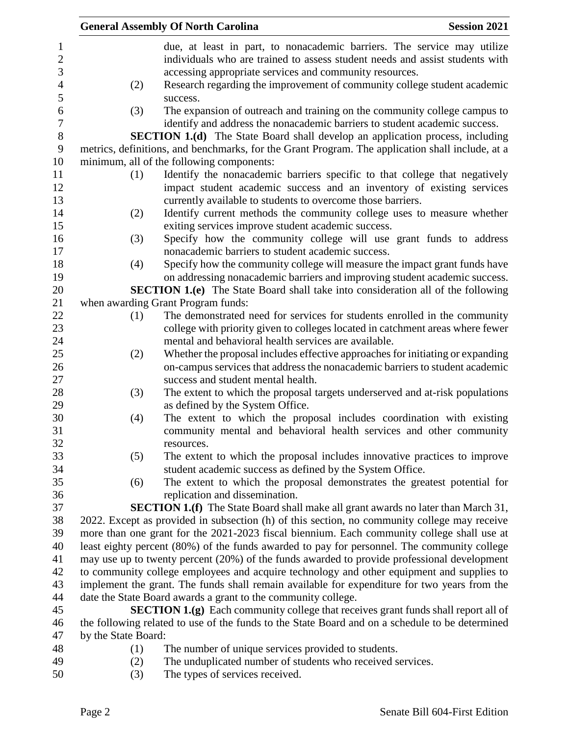due, at least in part, to nonacademic barriers. The service may utilize individuals who are trained to assess student needs and assist students with accessing appropriate services and community resources.

(2) Research regarding the improvement of community college student academic success.

(3) The expansion of outreach and training on the community college campus to identify and address the nonacademic barriers to student academic success.

**SECTION 1.(d)** The State Board shall develop an application process, including metrics, definitions, and benchmarks, for the Grant Program. The application shall include, at a minimum, all of the following components:

(1) Identify the nonacademic barriers specific to that college that negatively impact student academic success and an inventory of existing services currently available to students to overcome those barriers.

(2) Identify current methods the community college uses to measure whether exiting services improve student academic success.

(3) Specify how the community college will use grant funds to address nonacademic barriers to student academic success.

(4) Specify how the community college will measure the impact grant funds have on addressing nonacademic barriers and improving student academic success.

**SECTION 1.(e)** The State Board shall take into consideration all of the following when awarding Grant Program funds:

(1) The demonstrated need for services for students enrolled in the community college with priority given to colleges located in catchment areas where fewer mental and behavioral health services are available.

(2) Whether the proposal includes effective approaches for initiating or expanding on-campus services that address the nonacademic barriers to student academic success and student mental health.

(3) The extent to which the proposal targets underserved and at-risk populations as defined by the System Office.

(4) The extent to which the proposal includes coordination with existing community mental and behavioral health services and other community resources.

(5) The extent to which the proposal includes innovative practices to improve student academic success as defined by the System Office.

(6) The extent to which the proposal demonstrates the greatest potential for replication and dissemination.

**SECTION 1.(f)** The State Board shall make all grant awards no later than March 31, 2022. Except as provided in subsection (h) of this section, no community college may receive more than one grant for the 2021-2023 fiscal biennium. Each community college shall use at least eighty percent (80%) of the funds awarded to pay for personnel. The community college may use up to twenty percent (20%) of the funds awarded to provide professional development to community college employees and acquire technology and other equipment and supplies to implement the grant. The funds shall remain available for expenditure for two years from the date the State Board awards a grant to the community college.

**SECTION 1.(g)** Each community college that receives grant funds shall report all of the following related to use of the funds to the State Board and on a schedule to be determined by the State Board:

(1) The number of unique services provided to students.

(2) The unduplicated number of students who received services.

(3) The types of services received.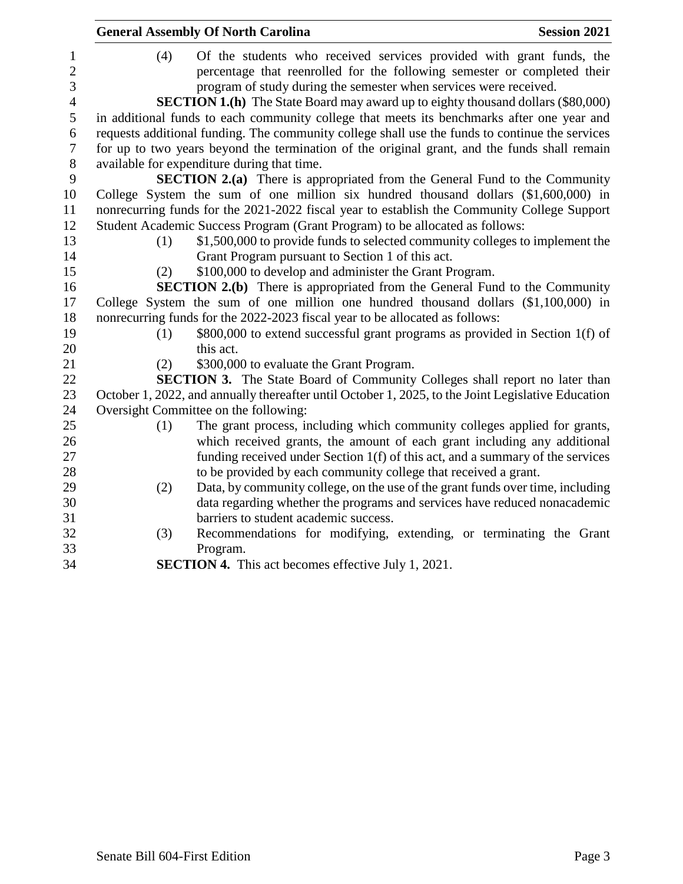(4) Of the students who received services provided with grant funds, the percentage that reenrolled for the following semester or completed their program of study during the semester when services were received.

**SECTION 1.(h)** The State Board may award up to eighty thousand dollars ($80,000) in additional funds to each community college that meets its benchmarks after one year and requests additional funding. The community college shall use the funds to continue the services for up to two years beyond the termination of the original grant, and the funds shall remain available for expenditure during that time.

**SECTION 2.(a)** There is appropriated from the General Fund to the Community College System the sum of one million six hundred thousand dollars ($1,600,000) in nonrecurring funds for the 2021-2022 fiscal year to establish the Community College Support Student Academic Success Program (Grant Program) to be allocated as follows:

(1) $1,500,000 to provide funds to selected community colleges to implement the Grant Program pursuant to Section 1 of this act.

(2) $100,000 to develop and administer the Grant Program.

**SECTION 2.(b)** There is appropriated from the General Fund to the Community College System the sum of one million one hundred thousand dollars ($1,100,000) in nonrecurring funds for the 2022-2023 fiscal year to be allocated as follows:

(1) $800,000 to extend successful grant programs as provided in Section 1(f) of this act.

(2) $300,000 to evaluate the Grant Program.

**SECTION 3.** The State Board of Community Colleges shall report no later than October 1, 2022, and annually thereafter until October 1, 2025, to the Joint Legislative Education Oversight Committee on the following:

(1) The grant process, including which community colleges applied for grants, which received grants, the amount of each grant including any additional funding received under Section 1(f) of this act, and a summary of the services to be provided by each community college that received a grant.

(2) Data, by community college, on the use of the grant funds over time, including data regarding whether the programs and services have reduced nonacademic barriers to student academic success.

(3) Recommendations for modifying, extending, or terminating the Grant Program.

**SECTION 4.** This act becomes effective July 1, 2021.